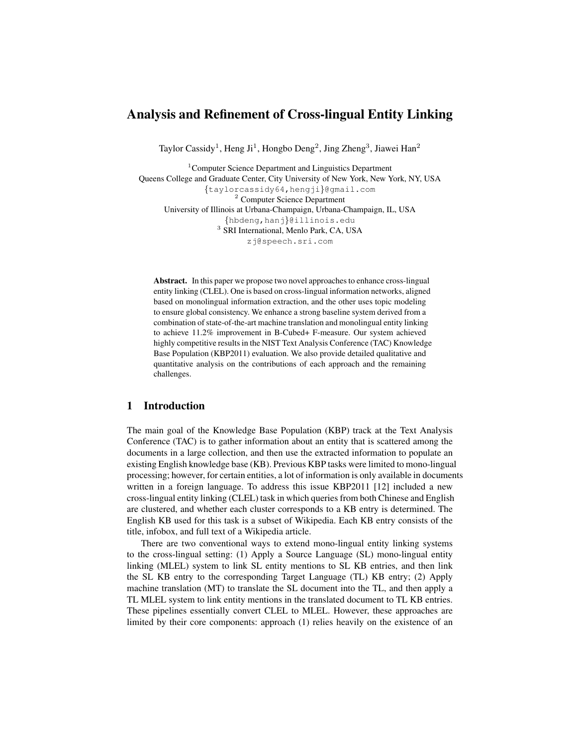# Analysis and Refinement of Cross-lingual Entity Linking

Taylor Cassidy[1], Heng Ji[1], Hongbo Deng[2], Jing Zheng[3], Jiawei Han[2]

[1]Computer Science Department and Linguistics Department
Queens College and Graduate Center, City University of New York, New York, NY, USA
{taylorcassidy64,hengji}@gmail.com
[2] Computer Science Department
University of Illinois at Urbana-Champaign, Urbana-Champaign, IL, USA
{hbdeng,hanj}@illinois.edu
[3] SRI International, Menlo Park, CA, USA
zj@speech.sri.com

**Abstract.** In this paper we propose two novel approaches to enhance cross-lingual entity linking (CLEL). One is based on cross-lingual information networks, aligned based on monolingual information extraction, and the other uses topic modeling to ensure global consistency. We enhance a strong baseline system derived from a combination of state-of-the-art machine translation and monolingual entity linking to achieve 11.2% improvement in B-Cubed+ F-measure. Our system achieved highly competitive results in the NIST Text Analysis Conference (TAC) Knowledge Base Population (KBP2011) evaluation. We also provide detailed qualitative and quantitative analysis on the contributions of each approach and the remaining challenges.

## 1 Introduction

The main goal of the Knowledge Base Population (KBP) track at the Text Analysis Conference (TAC) is to gather information about an entity that is scattered among the documents in a large collection, and then use the extracted information to populate an existing English knowledge base (KB). Previous KBP tasks were limited to mono-lingual processing; however, for certain entities, a lot of information is only available in documents written in a foreign language. To address this issue KBP2011 [12] included a new cross-lingual entity linking (CLEL) task in which queries from both Chinese and English are clustered, and whether each cluster corresponds to a KB entry is determined. The English KB used for this task is a subset of Wikipedia. Each KB entry consists of the title, infobox, and full text of a Wikipedia article.

There are two conventional ways to extend mono-lingual entity linking systems to the cross-lingual setting: (1) Apply a Source Language (SL) mono-lingual entity linking (MLEL) system to link SL entity mentions to SL KB entries, and then link the SL KB entry to the corresponding Target Language (TL) KB entry; (2) Apply machine translation (MT) to translate the SL document into the TL, and then apply a TL MLEL system to link entity mentions in the translated document to TL KB entries. These pipelines essentially convert CLEL to MLEL. However, these approaches are limited by their core components: approach (1) relies heavily on the existence of an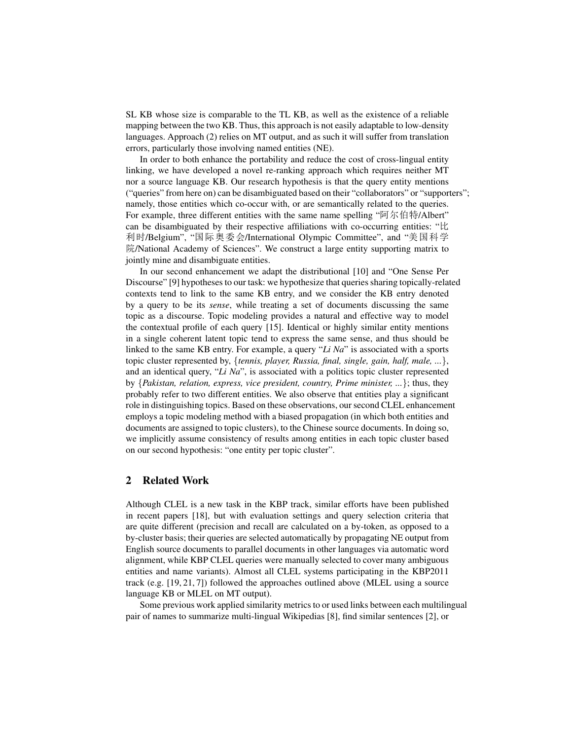SL KB whose size is comparable to the TL KB, as well as the existence of a reliable mapping between the two KB. Thus, this approach is not easily adaptable to low-density languages. Approach (2) relies on MT output, and as such it will suffer from translation errors, particularly those involving named entities (NE).

In order to both enhance the portability and reduce the cost of cross-lingual entity linking, we have developed a novel re-ranking approach which requires neither MT nor a source language KB. Our research hypothesis is that the query entity mentions ("queries" from here on) can be disambiguated based on their "collaborators" or "supporters"; namely, those entities which co-occur with, or are semantically related to the queries. For example, three different entities with the same name spelling "阿尔伯特/Albert" can be disambiguated by their respective affiliations with co-occurring entities: "比利时/Belgium", "国际奥委会/International Olympic Committee", and "美国科学院/National Academy of Sciences". We construct a large entity supporting matrix to jointly mine and disambiguate entities.

In our second enhancement we adapt the distributional [10] and "One Sense Per Discourse" [9] hypotheses to our task: we hypothesize that queries sharing topically-related contexts tend to link to the same KB entry, and we consider the KB entry denoted by a query to be its *sense*, while treating a set of documents discussing the same topic as a discourse. Topic modeling provides a natural and effective way to model the contextual profile of each query [15]. Identical or highly similar entity mentions in a single coherent latent topic tend to express the same sense, and thus should be linked to the same KB entry. For example, a query "*Li Na*" is associated with a sports topic cluster represented by, {*tennis, player, Russia, final, single, gain, half, male, ...*}, and an identical query, "*Li Na*", is associated with a politics topic cluster represented by {*Pakistan, relation, express, vice president, country, Prime minister, ...*}; thus, they probably refer to two different entities. We also observe that entities play a significant role in distinguishing topics. Based on these observations, our second CLEL enhancement employs a topic modeling method with a biased propagation (in which both entities and documents are assigned to topic clusters), to the Chinese source documents. In doing so, we implicitly assume consistency of results among entities in each topic cluster based on our second hypothesis: "one entity per topic cluster".

## 2 Related Work

Although CLEL is a new task in the KBP track, similar efforts have been published in recent papers [18], but with evaluation settings and query selection criteria that are quite different (precision and recall are calculated on a by-token, as opposed to a by-cluster basis; their queries are selected automatically by propagating NE output from English source documents to parallel documents in other languages via automatic word alignment, while KBP CLEL queries were manually selected to cover many ambiguous entities and name variants). Almost all CLEL systems participating in the KBP2011 track (e.g. [19, 21, 7]) followed the approaches outlined above (MLEL using a source language KB or MLEL on MT output).

Some previous work applied similarity metrics to or used links between each multilingual pair of names to summarize multi-lingual Wikipedias [8], find similar sentences [2], or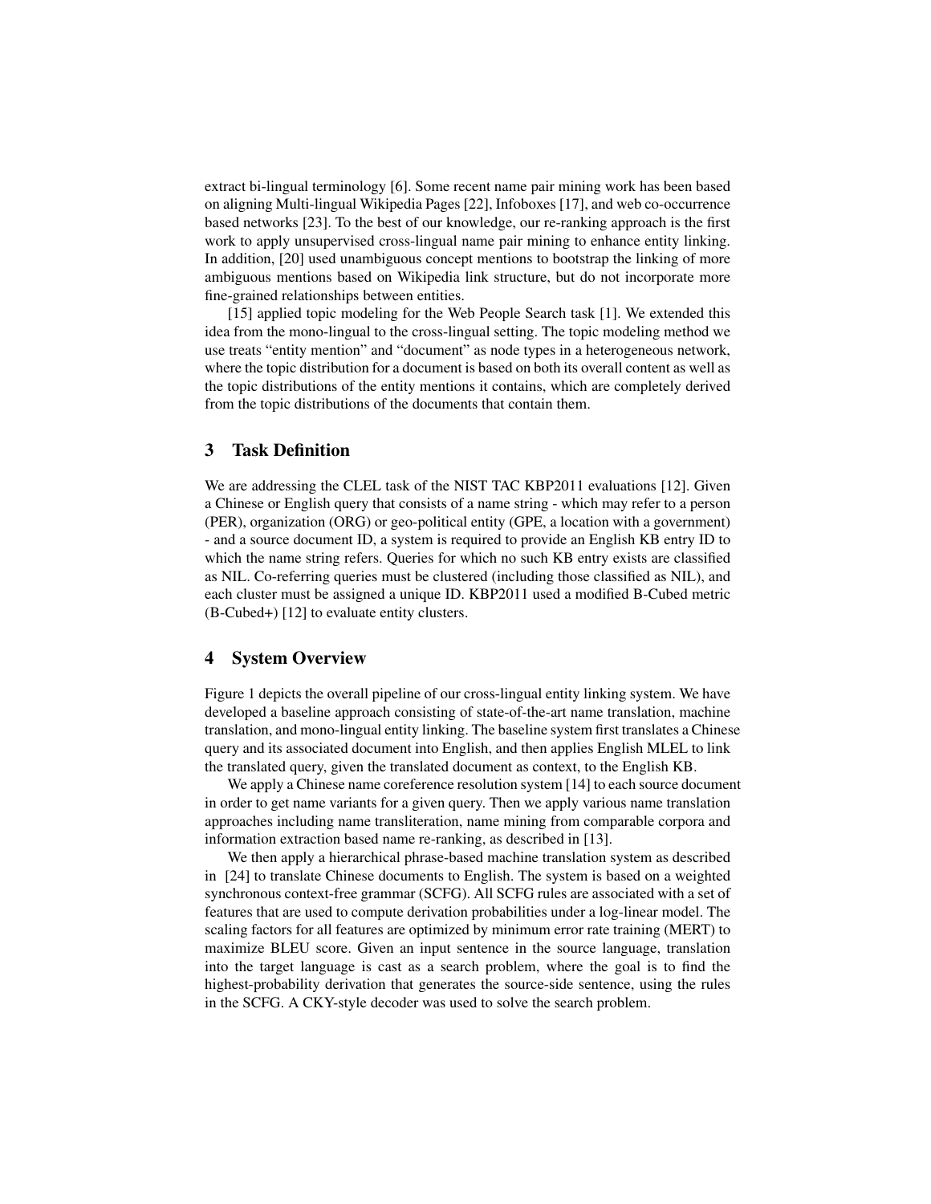extract bi-lingual terminology [6]. Some recent name pair mining work has been based on aligning Multi-lingual Wikipedia Pages [22], Infoboxes [17], and web co-occurrence based networks [23]. To the best of our knowledge, our re-ranking approach is the first work to apply unsupervised cross-lingual name pair mining to enhance entity linking. In addition, [20] used unambiguous concept mentions to bootstrap the linking of more ambiguous mentions based on Wikipedia link structure, but do not incorporate more fine-grained relationships between entities.

[15] applied topic modeling for the Web People Search task [1]. We extended this idea from the mono-lingual to the cross-lingual setting. The topic modeling method we use treats "entity mention" and "document" as node types in a heterogeneous network, where the topic distribution for a document is based on both its overall content as well as the topic distributions of the entity mentions it contains, which are completely derived from the topic distributions of the documents that contain them.

## 3 Task Definition

We are addressing the CLEL task of the NIST TAC KBP2011 evaluations [12]. Given a Chinese or English query that consists of a name string - which may refer to a person (PER), organization (ORG) or geo-political entity (GPE, a location with a government) - and a source document ID, a system is required to provide an English KB entry ID to which the name string refers. Queries for which no such KB entry exists are classified as NIL. Co-referring queries must be clustered (including those classified as NIL), and each cluster must be assigned a unique ID. KBP2011 used a modified B-Cubed metric (B-Cubed+) [12] to evaluate entity clusters.

## 4 System Overview

Figure 1 depicts the overall pipeline of our cross-lingual entity linking system. We have developed a baseline approach consisting of state-of-the-art name translation, machine translation, and mono-lingual entity linking. The baseline system first translates a Chinese query and its associated document into English, and then applies English MLEL to link the translated query, given the translated document as context, to the English KB.

We apply a Chinese name coreference resolution system [14] to each source document in order to get name variants for a given query. Then we apply various name translation approaches including name transliteration, name mining from comparable corpora and information extraction based name re-ranking, as described in [13].

We then apply a hierarchical phrase-based machine translation system as described in [24] to translate Chinese documents to English. The system is based on a weighted synchronous context-free grammar (SCFG). All SCFG rules are associated with a set of features that are used to compute derivation probabilities under a log-linear model. The scaling factors for all features are optimized by minimum error rate training (MERT) to maximize BLEU score. Given an input sentence in the source language, translation into the target language is cast as a search problem, where the goal is to find the highest-probability derivation that generates the source-side sentence, using the rules in the SCFG. A CKY-style decoder was used to solve the search problem.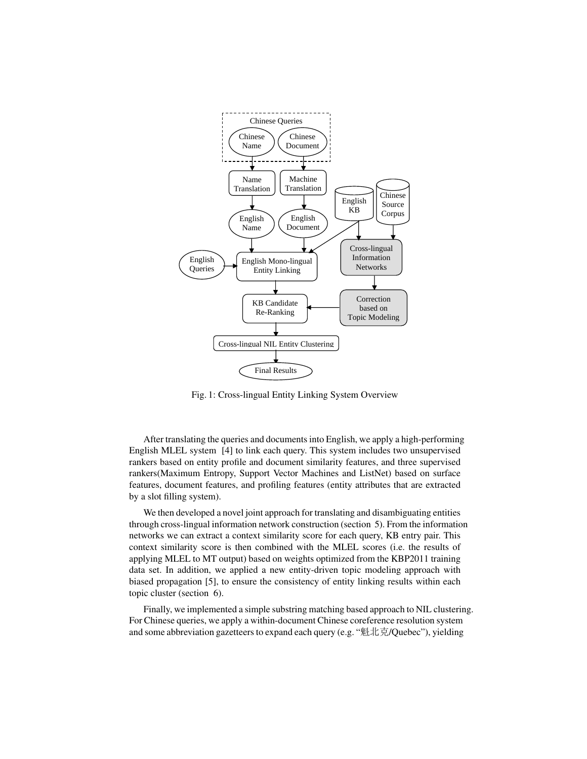Fig. 1: Cross-lingual Entity Linking System Overview

After translating the queries and documents into English, we apply a high-performing English MLEL system [4] to link each query. This system includes two unsupervised rankers based on entity profile and document similarity features, and three supervised rankers(Maximum Entropy, Support Vector Machines and ListNet) based on surface features, document features, and profiling features (entity attributes that are extracted by a slot filling system).

We then developed a novel joint approach for translating and disambiguating entities through cross-lingual information network construction (section 5). From the information networks we can extract a context similarity score for each query, KB entry pair. This context similarity score is then combined with the MLEL scores (i.e. the results of applying MLEL to MT output) based on weights optimized from the KBP2011 training data set. In addition, we applied a new entity-driven topic modeling approach with biased propagation [5], to ensure the consistency of entity linking results within each topic cluster (section 6).

Finally, we implemented a simple substring matching based approach to NIL clustering. For Chinese queries, we apply a within-document Chinese coreference resolution system and some abbreviation gazetteers to expand each query (e.g. "魁北克/Quebec"), yielding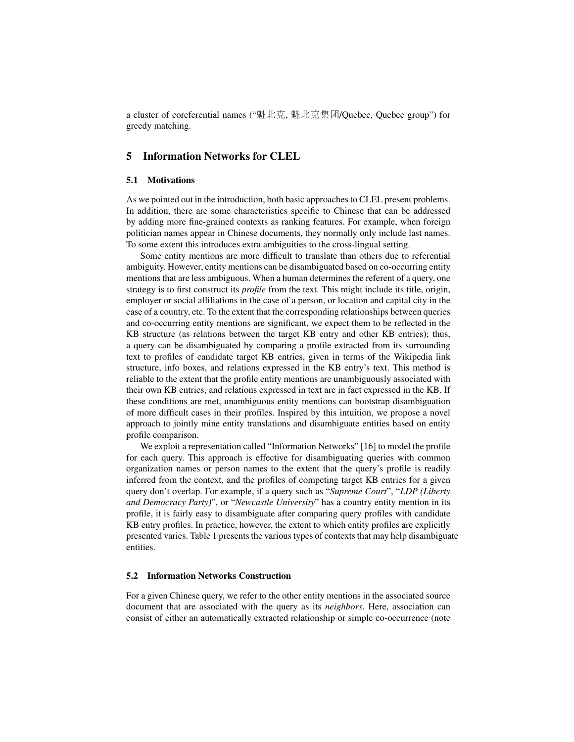a cluster of coreferential names ("魁北克, 魁北克集团/Quebec, Quebec group") for greedy matching.

## 5 Information Networks for CLEL

### 5.1 Motivations

As we pointed out in the introduction, both basic approaches to CLEL present problems. In addition, there are some characteristics specific to Chinese that can be addressed by adding more fine-grained contexts as ranking features. For example, when foreign politician names appear in Chinese documents, they normally only include last names. To some extent this introduces extra ambiguities to the cross-lingual setting.

Some entity mentions are more difficult to translate than others due to referential ambiguity. However, entity mentions can be disambiguated based on co-occurring entity mentions that are less ambiguous. When a human determines the referent of a query, one strategy is to first construct its *profile* from the text. This might include its title, origin, employer or social affiliations in the case of a person, or location and capital city in the case of a country, etc. To the extent that the corresponding relationships between queries and co-occurring entity mentions are significant, we expect them to be reflected in the KB structure (as relations between the target KB entry and other KB entries); thus, a query can be disambiguated by comparing a profile extracted from its surrounding text to profiles of candidate target KB entries, given in terms of the Wikipedia link structure, info boxes, and relations expressed in the KB entry's text. This method is reliable to the extent that the profile entity mentions are unambiguously associated with their own KB entries, and relations expressed in text are in fact expressed in the KB. If these conditions are met, unambiguous entity mentions can bootstrap disambiguation of more difficult cases in their profiles. Inspired by this intuition, we propose a novel approach to jointly mine entity translations and disambiguate entities based on entity profile comparison.

We exploit a representation called "Information Networks" [16] to model the profile for each query. This approach is effective for disambiguating queries with common organization names or person names to the extent that the query's profile is readily inferred from the context, and the profiles of competing target KB entries for a given query don't overlap. For example, if a query such as "*Supreme Court*", "*LDP (Liberty and Democracy Party)*", or "*Newcastle University*" has a country entity mention in its profile, it is fairly easy to disambiguate after comparing query profiles with candidate KB entry profiles. In practice, however, the extent to which entity profiles are explicitly presented varies. Table 1 presents the various types of contexts that may help disambiguate entities.

### 5.2 Information Networks Construction

For a given Chinese query, we refer to the other entity mentions in the associated source document that are associated with the query as its *neighbors*. Here, association can consist of either an automatically extracted relationship or simple co-occurrence (note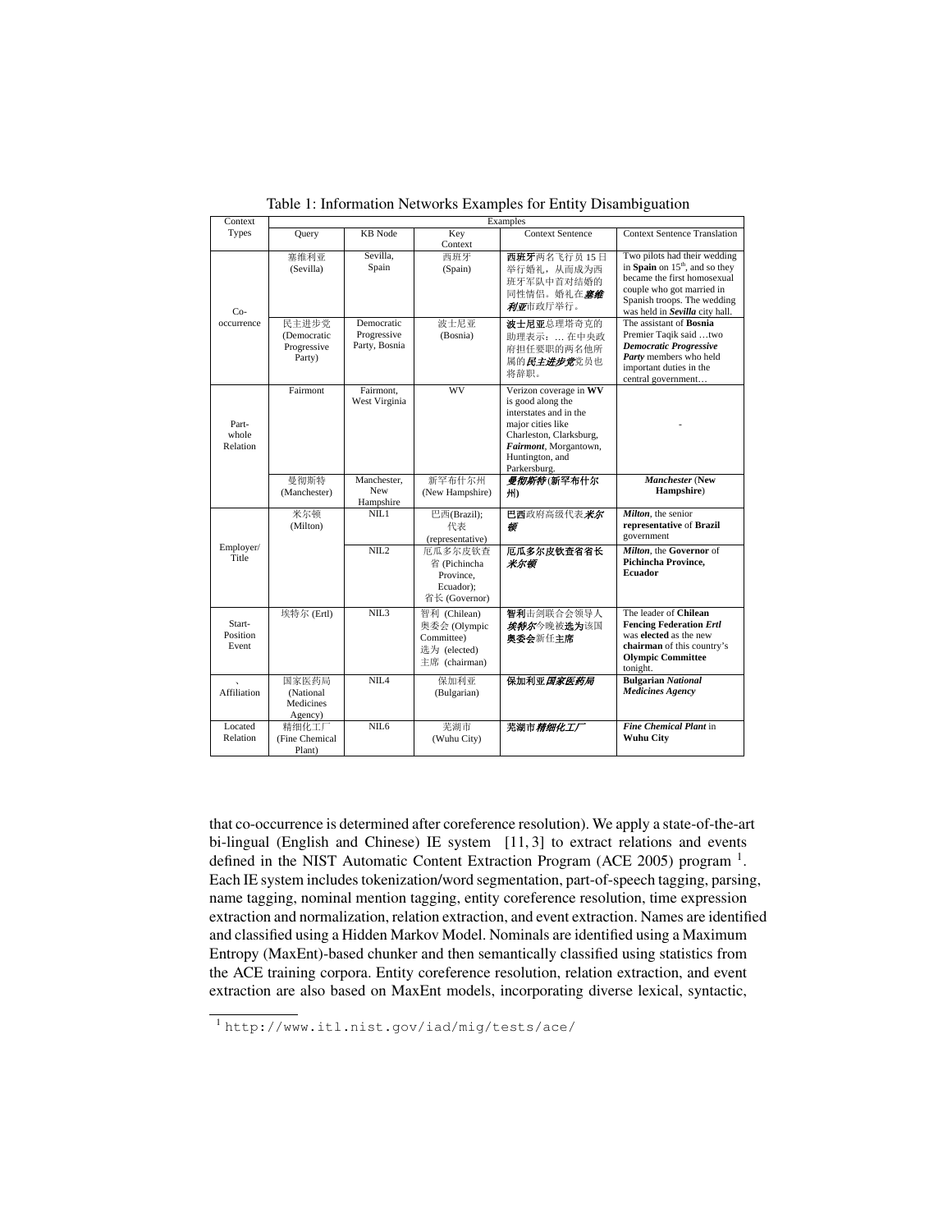Table 1: Information Networks Examples for Entity Disambiguation

| Context Types | Query | KB Node | Key Context | Context Sentence | Context Sentence Translation |
|---|---|---|---|---|---|
| Co-occurrence | 塞维利亚 (Sevilla) | Sevilla, Spain | 西班牙 (Spain) | **西班牙**两名飞行员15日举行婚礼，从而成为西班牙军队中首对结婚的同性情侣。婚礼在***塞维利亚***市政厅举行。 | Two pilots had their wedding in **Spain** on 15th, and so they became the first homosexual couple who got married in Spanish troops. The wedding was held in ***Sevilla*** city hall. |
| | 民主进步党 (Democratic Progressive Party) | Democratic Progressive Party, Bosnia | 波士尼亚 (Bosnia) | **波士尼亚**总理塔奇克的助理表示：… 在中央政府担任要职的两名他所属的***民主进步党***党员也将辞职。 | The assistant of **Bosnia** Premier Taqik said …two ***Democratic Progressive Party*** members who held important duties in the central government… |
| Part-whole Relation | Fairmont | Fairmont, West Virginia | WV | Verizon coverage in **WV** is good along the interstates and in the major cities like Charleston, Clarksburg, ***Fairmont***, Morgantown, Huntington, and Parkersburg. | - |
| | 曼彻斯特 (Manchester) | Manchester, New Hampshire | 新罕布什尔州 (New Hampshire) | ***曼彻斯特*** (**新罕布什尔州**) | ***Manchester*** (**New Hampshire**) |
| Employer/ Title | 米尔顿 (Milton) | NIL1 | 巴西(Brazil); 代表 (representative) | **巴西**政府高级**代表*****米尔顿*** | ***Milton***, the senior **representative** of **Brazil** government |
| | | NIL2 | 厄瓜多尔皮钦查省 (Pichincha Province, Ecuador); 省长 (Governor) | **厄瓜多尔皮钦查省省长*****米尔顿*** | ***Milton***, the **Governor** of **Pichincha Province, Ecuador** |
| Start-Position Event | 埃特尔 (Ertl) | NIL3 | 智利 (Chilean) 奥委会 (Olympic Committee) 选为 (elected) 主席 (chairman) | **智利**击剑联合会领导人***埃特尔***今晚被**选为**该国**奥委会**新任**主席** | The leader of **Chilean Fencing Federation *Ertl*** was **elected** as the new **chairman** of this country's **Olympic Committee** tonight. |
| 、Affiliation | 国家医药局 (National Medicines Agency) | NIL4 | 保加利亚 (Bulgarian) | **保加利亚*****国家医药局*** | **Bulgarian *National Medicines Agency*** |
| Located Relation | 精细化工厂 (Fine Chemical Plant) | NIL6 | 芜湖市 (Wuhu City) | **芜湖市*****精细化工厂*** | ***Fine Chemical Plant*** in **Wuhu City** |

that co-occurrence is determined after coreference resolution). We apply a state-of-the-art bi-lingual (English and Chinese) IE system [11, 3] to extract relations and events defined in the NIST Automatic Content Extraction Program (ACE 2005) program [1]. Each IE system includes tokenization/word segmentation, part-of-speech tagging, parsing, name tagging, nominal mention tagging, entity coreference resolution, time expression extraction and normalization, relation extraction, and event extraction. Names are identified and classified using a Hidden Markov Model. Nominals are identified using a Maximum Entropy (MaxEnt)-based chunker and then semantically classified using statistics from the ACE training corpora. Entity coreference resolution, relation extraction, and event extraction are also based on MaxEnt models, incorporating diverse lexical, syntactic,

[1] http://www.itl.nist.gov/iad/mig/tests/ace/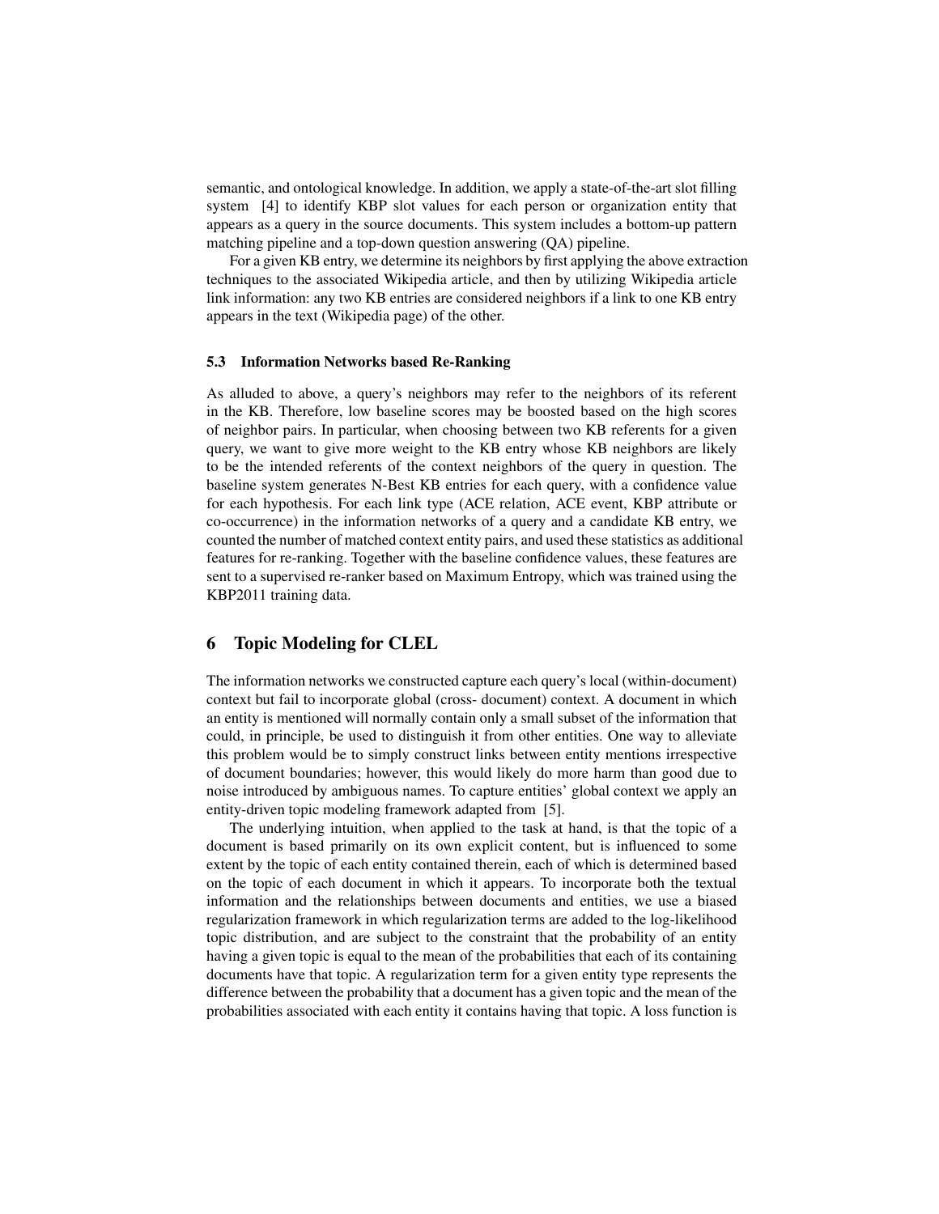semantic, and ontological knowledge. In addition, we apply a state-of-the-art slot filling system [4] to identify KBP slot values for each person or organization entity that appears as a query in the source documents. This system includes a bottom-up pattern matching pipeline and a top-down question answering (QA) pipeline.

For a given KB entry, we determine its neighbors by first applying the above extraction techniques to the associated Wikipedia article, and then by utilizing Wikipedia article link information: any two KB entries are considered neighbors if a link to one KB entry appears in the text (Wikipedia page) of the other.

### 5.3 Information Networks based Re-Ranking

As alluded to above, a query's neighbors may refer to the neighbors of its referent in the KB. Therefore, low baseline scores may be boosted based on the high scores of neighbor pairs. In particular, when choosing between two KB referents for a given query, we want to give more weight to the KB entry whose KB neighbors are likely to be the intended referents of the context neighbors of the query in question. The baseline system generates N-Best KB entries for each query, with a confidence value for each hypothesis. For each link type (ACE relation, ACE event, KBP attribute or co-occurrence) in the information networks of a query and a candidate KB entry, we counted the number of matched context entity pairs, and used these statistics as additional features for re-ranking. Together with the baseline confidence values, these features are sent to a supervised re-ranker based on Maximum Entropy, which was trained using the KBP2011 training data.

## 6 Topic Modeling for CLEL

The information networks we constructed capture each query's local (within-document) context but fail to incorporate global (cross- document) context. A document in which an entity is mentioned will normally contain only a small subset of the information that could, in principle, be used to distinguish it from other entities. One way to alleviate this problem would be to simply construct links between entity mentions irrespective of document boundaries; however, this would likely do more harm than good due to noise introduced by ambiguous names. To capture entities' global context we apply an entity-driven topic modeling framework adapted from [5].

The underlying intuition, when applied to the task at hand, is that the topic of a document is based primarily on its own explicit content, but is influenced to some extent by the topic of each entity contained therein, each of which is determined based on the topic of each document in which it appears. To incorporate both the textual information and the relationships between documents and entities, we use a biased regularization framework in which regularization terms are added to the log-likelihood topic distribution, and are subject to the constraint that the probability of an entity having a given topic is equal to the mean of the probabilities that each of its containing documents have that topic. A regularization term for a given entity type represents the difference between the probability that a document has a given topic and the mean of the probabilities associated with each entity it contains having that topic. A loss function is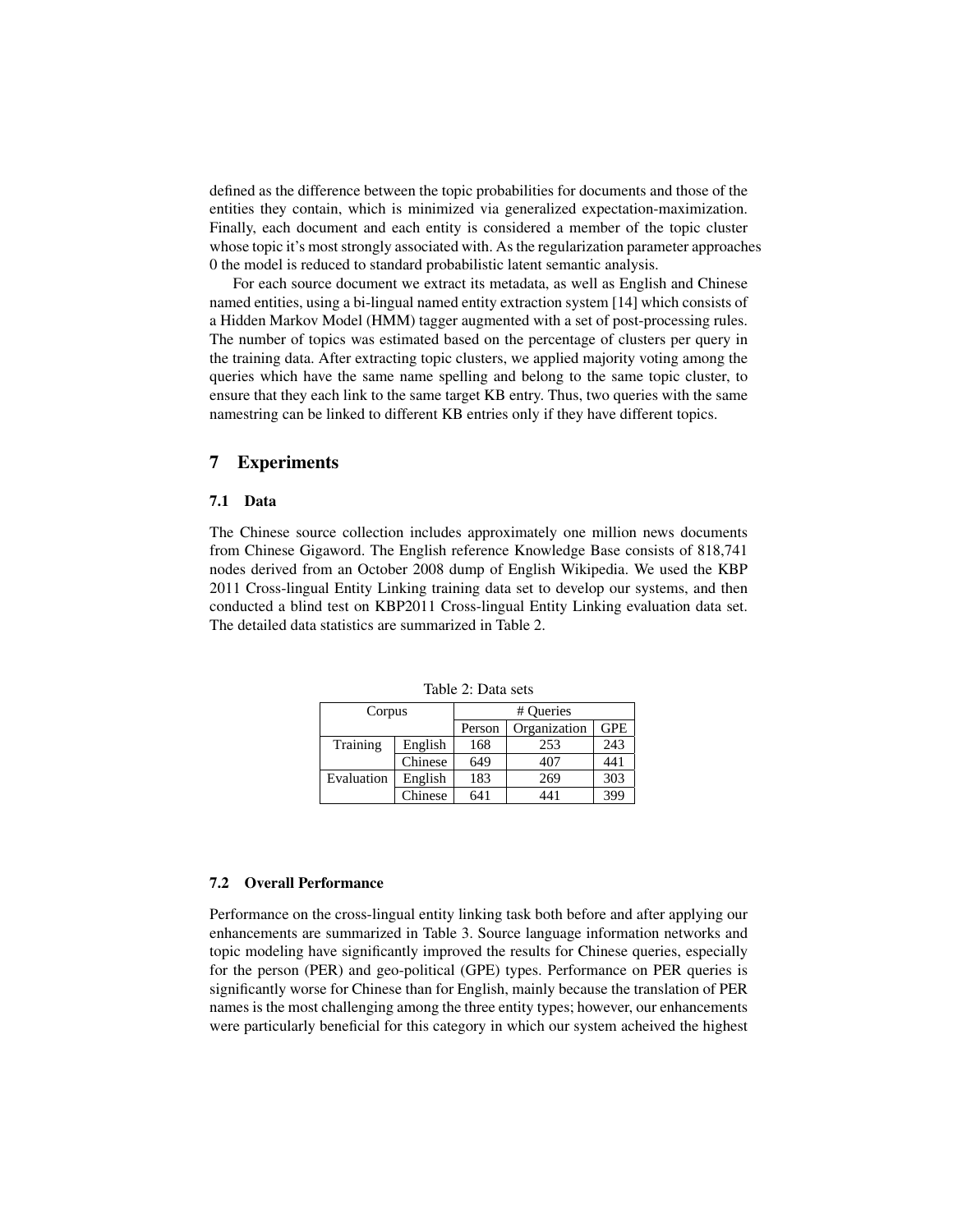defined as the difference between the topic probabilities for documents and those of the entities they contain, which is minimized via generalized expectation-maximization. Finally, each document and each entity is considered a member of the topic cluster whose topic it's most strongly associated with. As the regularization parameter approaches 0 the model is reduced to standard probabilistic latent semantic analysis.

For each source document we extract its metadata, as well as English and Chinese named entities, using a bi-lingual named entity extraction system [14] which consists of a Hidden Markov Model (HMM) tagger augmented with a set of post-processing rules. The number of topics was estimated based on the percentage of clusters per query in the training data. After extracting topic clusters, we applied majority voting among the queries which have the same name spelling and belong to the same topic cluster, to ensure that they each link to the same target KB entry. Thus, two queries with the same namestring can be linked to different KB entries only if they have different topics.

## 7 Experiments

### 7.1 Data

The Chinese source collection includes approximately one million news documents from Chinese Gigaword. The English reference Knowledge Base consists of 818,741 nodes derived from an October 2008 dump of English Wikipedia. We used the KBP 2011 Cross-lingual Entity Linking training data set to develop our systems, and then conducted a blind test on KBP2011 Cross-lingual Entity Linking evaluation data set. The detailed data statistics are summarized in Table 2.

Table 2: Data sets

| Corpus | | # Queries | | |
|---|---|---|---|---|
| | | Person | Organization | GPE |
| Training | English | 168 | 253 | 243 |
| | Chinese | 649 | 407 | 441 |
| Evaluation | English | 183 | 269 | 303 |
| | Chinese | 641 | 441 | 399 |

### 7.2 Overall Performance

Performance on the cross-lingual entity linking task both before and after applying our enhancements are summarized in Table 3. Source language information networks and topic modeling have significantly improved the results for Chinese queries, especially for the person (PER) and geo-political (GPE) types. Performance on PER queries is significantly worse for Chinese than for English, mainly because the translation of PER names is the most challenging among the three entity types; however, our enhancements were particularly beneficial for this category in which our system acheived the highest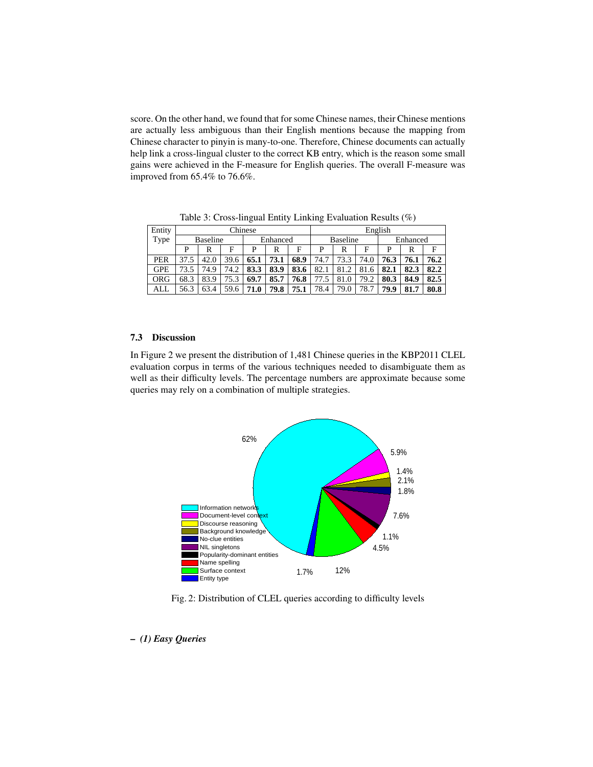score. On the other hand, we found that for some Chinese names, their Chinese mentions are actually less ambiguous than their English mentions because the mapping from Chinese character to pinyin is many-to-one. Therefore, Chinese documents can actually help link a cross-lingual cluster to the correct KB entry, which is the reason some small gains were achieved in the F-measure for English queries. The overall F-measure was improved from 65.4% to 76.6%.

Table 3: Cross-lingual Entity Linking Evaluation Results (%)

| Entity Type | Chinese | | | | | | English | | | | | |
|---|---|---|---|---|---|---|---|---|---|---|---|---|
| | Baseline | | | Enhanced | | | Baseline | | | Enhanced | | |
| | P | R | F | P | R | F | P | R | F | P | R | F |
| PER | 37.5 | 42.0 | 39.6 | **65.1** | **73.1** | **68.9** | 74.7 | 73.3 | 74.0 | **76.3** | **76.1** | **76.2** |
| GPE | 73.5 | 74.9 | 74.2 | **83.3** | **83.9** | **83.6** | 82.1 | 81.2 | 81.6 | **82.1** | **82.3** | **82.2** |
| ORG | 68.3 | 83.9 | 75.3 | **69.7** | **85.7** | **76.8** | 77.5 | 81.0 | 79.2 | **80.3** | **84.9** | **82.5** |
| ALL | 56.3 | 63.4 | 59.6 | **71.0** | **79.8** | **75.1** | 78.4 | 79.0 | 78.7 | **79.9** | **81.7** | **80.8** |

### 7.3 Discussion

In Figure 2 we present the distribution of 1,481 Chinese queries in the KBP2011 CLEL evaluation corpus in terms of the various techniques needed to disambiguate them as well as their difficulty levels. The percentage numbers are approximate because some queries may rely on a combination of multiple strategies.

Information networks: 62%; Document-level context: 5.9%; Discourse reasoning: 1.4%; Background knowledge: 2.1%; No-clue entities: 1.8%; NIL singletons: 7.6%; Popularity-dominant entities: 1.1%; Name spelling: 4.5%; Surface context: 12%; Entity type: 1.7%

Fig. 2: Distribution of CLEL queries according to difficulty levels

– ***(1) Easy Queries***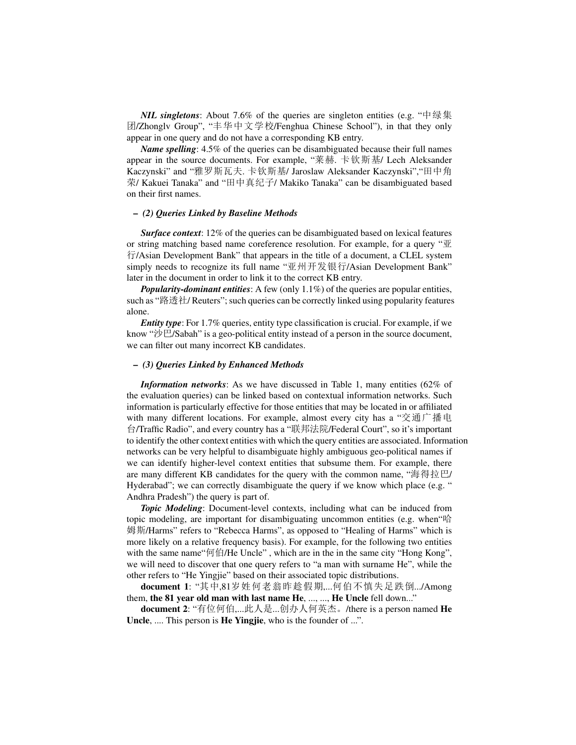***NIL singletons***: About 7.6% of the queries are singleton entities (e.g. "中绿集团/Zhonglv Group", "丰华中文学校/Fenghua Chinese School"), in that they only appear in one query and do not have a corresponding KB entry.

***Name spelling***: 4.5% of the queries can be disambiguated because their full names appear in the source documents. For example, "莱赫. 卡钦斯基/ Lech Aleksander Kaczynski" and "雅罗斯瓦夫. 卡钦斯基/ Jaroslaw Aleksander Kaczynski","田中角荣/ Kakuei Tanaka" and "田中真纪子/ Makiko Tanaka" can be disambiguated based on their first names.

– ***(2) Queries Linked by Baseline Methods***

***Surface context***: 12% of the queries can be disambiguated based on lexical features or string matching based name coreference resolution. For example, for a query "亚行/Asian Development Bank" that appears in the title of a document, a CLEL system simply needs to recognize its full name "亚州开发银行/Asian Development Bank" later in the document in order to link it to the correct KB entry.

***Popularity-dominant entities***: A few (only 1.1%) of the queries are popular entities, such as "路透社/ Reuters"; such queries can be correctly linked using popularity features alone.

***Entity type***: For 1.7% queries, entity type classification is crucial. For example, if we know "沙巴/Sabah" is a geo-political entity instead of a person in the source document, we can filter out many incorrect KB candidates.

– ***(3) Queries Linked by Enhanced Methods***

***Information networks***: As we have discussed in Table 1, many entities (62% of the evaluation queries) can be linked based on contextual information networks. Such information is particularly effective for those entities that may be located in or affiliated with many different locations. For example, almost every city has a "交通广播电台/Traffic Radio", and every country has a "联邦法院/Federal Court", so it's important to identify the other context entities with which the query entities are associated. Information networks can be very helpful to disambiguate highly ambiguous geo-political names if we can identify higher-level context entities that subsume them. For example, there are many different KB candidates for the query with the common name, "海得拉巴/ Hyderabad"; we can correctly disambiguate the query if we know which place (e.g. " Andhra Pradesh") the query is part of.

***Topic Modeling***: Document-level contexts, including what can be induced from topic modeling, are important for disambiguating uncommon entities (e.g. when"哈姆斯/Harms" refers to "Rebecca Harms", as opposed to "Healing of Harms" which is more likely on a relative frequency basis). For example, for the following two entities with the same name"何伯/He Uncle" , which are in the in the same city "Hong Kong", we will need to discover that one query refers to "a man with surname He", while the other refers to "He Yingjie" based on their associated topic distributions.

**document 1**: "其中,81岁姓何老翁昨趁假期,...何伯不慎失足跌倒.../Among them, **the 81 year old man with last name He**, ..., ..., **He Uncle** fell down..."

**document 2**: "有位何伯,...此人是...创办人何英杰。/there is a person named **He Uncle**, .... This person is **He Yingjie**, who is the founder of ...".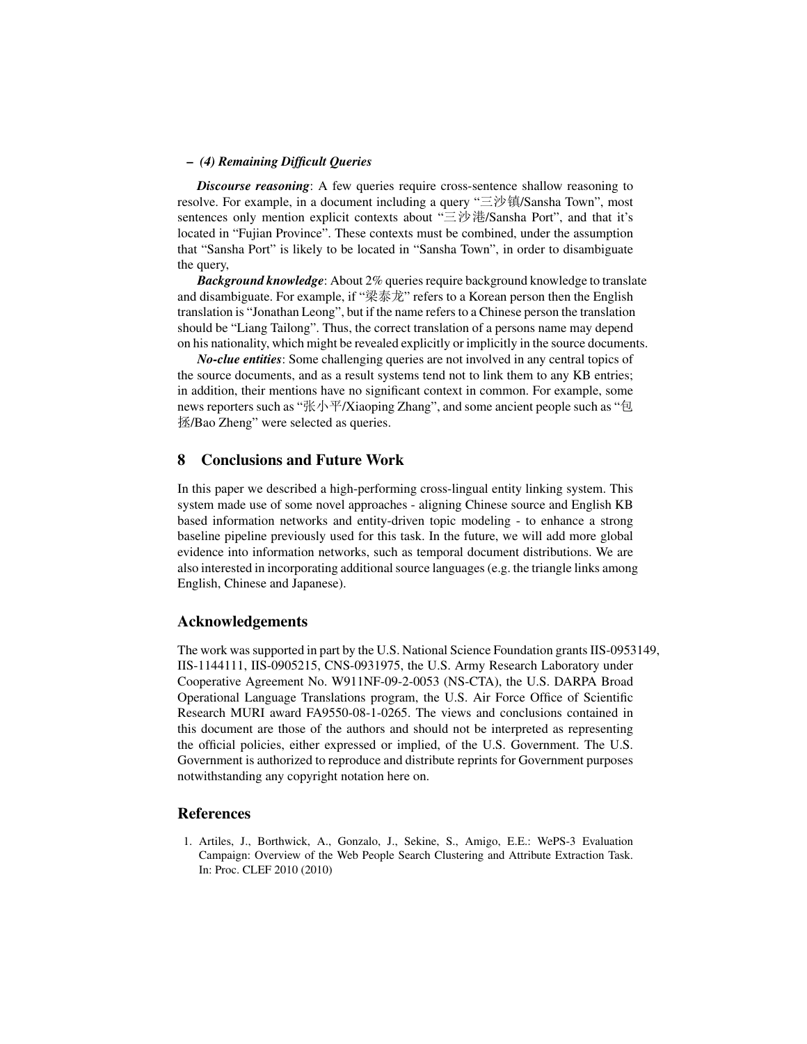– ***(4) Remaining Difficult Queries***

***Discourse reasoning***: A few queries require cross-sentence shallow reasoning to resolve. For example, in a document including a query "三沙镇/Sansha Town", most sentences only mention explicit contexts about "三沙港/Sansha Port", and that it's located in "Fujian Province". These contexts must be combined, under the assumption that "Sansha Port" is likely to be located in "Sansha Town", in order to disambiguate the query,

***Background knowledge***: About 2% queries require background knowledge to translate and disambiguate. For example, if "梁泰龙" refers to a Korean person then the English translation is "Jonathan Leong", but if the name refers to a Chinese person the translation should be "Liang Tailong". Thus, the correct translation of a persons name may depend on his nationality, which might be revealed explicitly or implicitly in the source documents.

***No-clue entities***: Some challenging queries are not involved in any central topics of the source documents, and as a result systems tend not to link them to any KB entries; in addition, their mentions have no significant context in common. For example, some news reporters such as "张小平/Xiaoping Zhang", and some ancient people such as "包拯/Bao Zheng" were selected as queries.

## 8 Conclusions and Future Work

In this paper we described a high-performing cross-lingual entity linking system. This system made use of some novel approaches - aligning Chinese source and English KB based information networks and entity-driven topic modeling - to enhance a strong baseline pipeline previously used for this task. In the future, we will add more global evidence into information networks, such as temporal document distributions. We are also interested in incorporating additional source languages (e.g. the triangle links among English, Chinese and Japanese).

## Acknowledgements

The work was supported in part by the U.S. National Science Foundation grants IIS-0953149, IIS-1144111, IIS-0905215, CNS-0931975, the U.S. Army Research Laboratory under Cooperative Agreement No. W911NF-09-2-0053 (NS-CTA), the U.S. DARPA Broad Operational Language Translations program, the U.S. Air Force Office of Scientific Research MURI award FA9550-08-1-0265. The views and conclusions contained in this document are those of the authors and should not be interpreted as representing the official policies, either expressed or implied, of the U.S. Government. The U.S. Government is authorized to reproduce and distribute reprints for Government purposes notwithstanding any copyright notation here on.

## References

1. Artiles, J., Borthwick, A., Gonzalo, J., Sekine, S., Amigo, E.E.: WePS-3 Evaluation Campaign: Overview of the Web People Search Clustering and Attribute Extraction Task. In: Proc. CLEF 2010 (2010)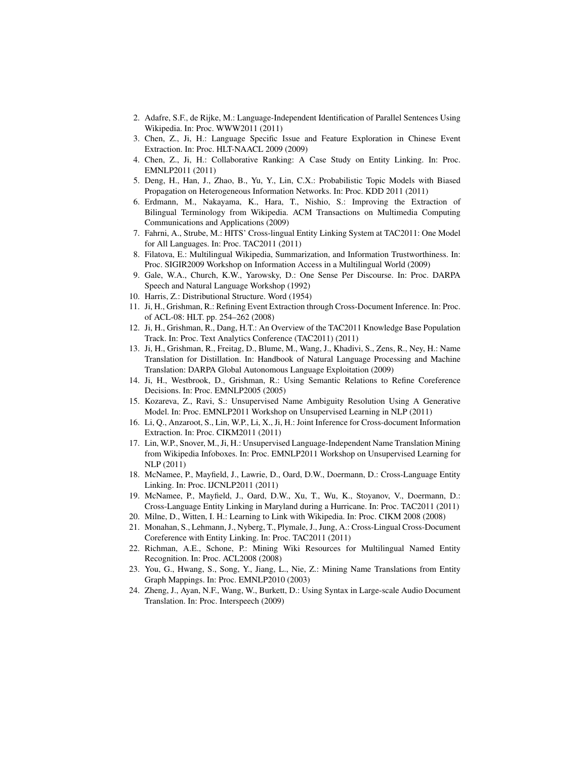2. Adafre, S.F., de Rijke, M.: Language-Independent Identification of Parallel Sentences Using Wikipedia. In: Proc. WWW2011 (2011)
3. Chen, Z., Ji, H.: Language Specific Issue and Feature Exploration in Chinese Event Extraction. In: Proc. HLT-NAACL 2009 (2009)
4. Chen, Z., Ji, H.: Collaborative Ranking: A Case Study on Entity Linking. In: Proc. EMNLP2011 (2011)
5. Deng, H., Han, J., Zhao, B., Yu, Y., Lin, C.X.: Probabilistic Topic Models with Biased Propagation on Heterogeneous Information Networks. In: Proc. KDD 2011 (2011)
6. Erdmann, M., Nakayama, K., Hara, T., Nishio, S.: Improving the Extraction of Bilingual Terminology from Wikipedia. ACM Transactions on Multimedia Computing Communications and Applications (2009)
7. Fahrni, A., Strube, M.: HITS' Cross-lingual Entity Linking System at TAC2011: One Model for All Languages. In: Proc. TAC2011 (2011)
8. Filatova, E.: Multilingual Wikipedia, Summarization, and Information Trustworthiness. In: Proc. SIGIR2009 Workshop on Information Access in a Multilingual World (2009)
9. Gale, W.A., Church, K.W., Yarowsky, D.: One Sense Per Discourse. In: Proc. DARPA Speech and Natural Language Workshop (1992)
10. Harris, Z.: Distributional Structure. Word (1954)
11. Ji, H., Grishman, R.: Refining Event Extraction through Cross-Document Inference. In: Proc. of ACL-08: HLT. pp. 254–262 (2008)
12. Ji, H., Grishman, R., Dang, H.T.: An Overview of the TAC2011 Knowledge Base Population Track. In: Proc. Text Analytics Conference (TAC2011) (2011)
13. Ji, H., Grishman, R., Freitag, D., Blume, M., Wang, J., Khadivi, S., Zens, R., Ney, H.: Name Translation for Distillation. In: Handbook of Natural Language Processing and Machine Translation: DARPA Global Autonomous Language Exploitation (2009)
14. Ji, H., Westbrook, D., Grishman, R.: Using Semantic Relations to Refine Coreference Decisions. In: Proc. EMNLP2005 (2005)
15. Kozareva, Z., Ravi, S.: Unsupervised Name Ambiguity Resolution Using A Generative Model. In: Proc. EMNLP2011 Workshop on Unsupervised Learning in NLP (2011)
16. Li, Q., Anzaroot, S., Lin, W.P., Li, X., Ji, H.: Joint Inference for Cross-document Information Extraction. In: Proc. CIKM2011 (2011)
17. Lin, W.P., Snover, M., Ji, H.: Unsupervised Language-Independent Name Translation Mining from Wikipedia Infoboxes. In: Proc. EMNLP2011 Workshop on Unsupervised Learning for NLP (2011)
18. McNamee, P., Mayfield, J., Lawrie, D., Oard, D.W., Doermann, D.: Cross-Language Entity Linking. In: Proc. IJCNLP2011 (2011)
19. McNamee, P., Mayfield, J., Oard, D.W., Xu, T., Wu, K., Stoyanov, V., Doermann, D.: Cross-Language Entity Linking in Maryland during a Hurricane. In: Proc. TAC2011 (2011)
20. Milne, D., Witten, I. H.: Learning to Link with Wikipedia. In: Proc. CIKM 2008 (2008)
21. Monahan, S., Lehmann, J., Nyberg, T., Plymale, J., Jung, A.: Cross-Lingual Cross-Document Coreference with Entity Linking. In: Proc. TAC2011 (2011)
22. Richman, A.E., Schone, P.: Mining Wiki Resources for Multilingual Named Entity Recognition. In: Proc. ACL2008 (2008)
23. You, G., Hwang, S., Song, Y., Jiang, L., Nie, Z.: Mining Name Translations from Entity Graph Mappings. In: Proc. EMNLP2010 (2003)
24. Zheng, J., Ayan, N.F., Wang, W., Burkett, D.: Using Syntax in Large-scale Audio Document Translation. In: Proc. Interspeech (2009)